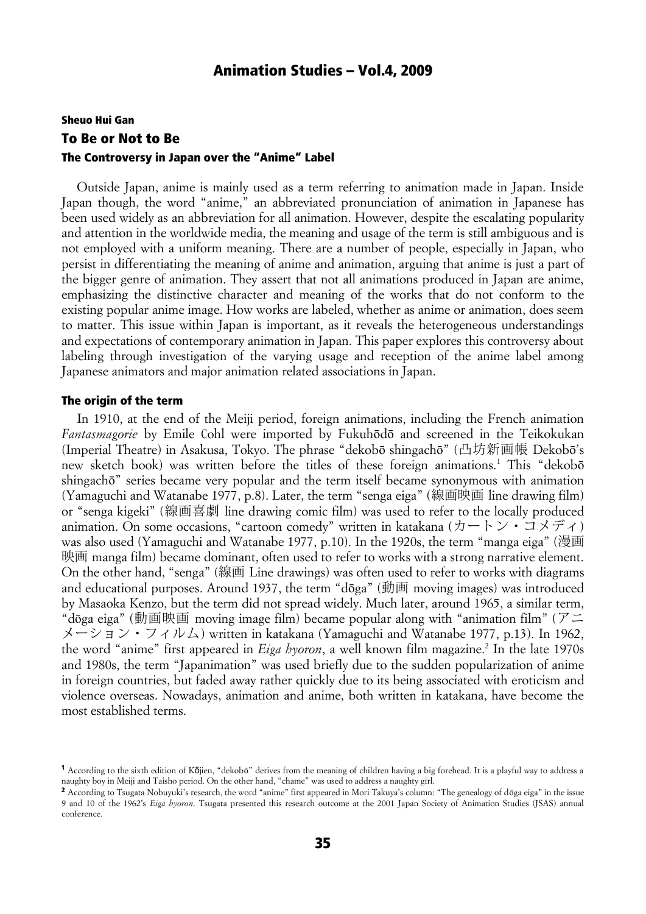**Sheuo Hui Gan**

# To Be or Not to Be

## The Controversy in Japan over the "Anime" Label

Outside Japan, anime is mainly used as a term referring to animation made in Japan. Inside Japan though, the word "anime," an abbreviated pronunciation of animation in Japanese has been used widely as an abbreviation for all animation. However, despite the escalating popularity and attention in the worldwide media, the meaning and usage of the term is still ambiguous and is not employed with a uniform meaning. There are a number of people, especially in Japan, who persist in differentiating the meaning of anime and animation, arguing that anime is just a part of the bigger genre of animation. They assert that not all animations produced in Japan are anime, emphasizing the distinctive character and meaning of the works that do not conform to the existing popular anime image. How works are labeled, whether as anime or animation, does seem to matter. This issue within Japan is important, as it reveals the heterogeneous understandings and expectations of contemporary animation in Japan. This paper explores this controversy about labeling through investigation of the varying usage and reception of the anime label among Japanese animators and major animation related associations in Japan.

### The origin of the term

In 1910, at the end of the Meiji period, foreign animations, including the French animation *Fantasmagorie* by Emile Cohl were imported by Fukuhōdō and screened in the Teikokukan (Imperial Theatre) in Asakusa, Tokyo. The phrase "dekobō shingachō" (凸坊新画帳 Dekobō's new sketch book) was written before the titles of these foreign animations.[1] This "dekobō shingachō" series became very popular and the term itself became synonymous with animation (Yamaguchi and Watanabe 1977, p.8). Later, the term "senga eiga" (線画映画 line drawing film) or "senga kigeki" (線画喜劇 line drawing comic film) was used to refer to the locally produced animation. On some occasions, "cartoon comedy" written in katakana (カートン・コメディ) was also used (Yamaguchi and Watanabe 1977, p.10). In the 1920s, the term "manga eiga" (漫画映画 manga film) became dominant, often used to refer to works with a strong narrative element. On the other hand, "senga" (線画 Line drawings) was often used to refer to works with diagrams and educational purposes. Around 1937, the term "dōga" (動画 moving images) was introduced by Masaoka Kenzo, but the term did not spread widely. Much later, around 1965, a similar term, "dōga eiga" (動画映画 moving image film) became popular along with "animation film" (アニメーション・フィルム) written in katakana (Yamaguchi and Watanabe 1977, p.13). In 1962, the word "anime" first appeared in *Eiga hyoron*, a well known film magazine.[2] In the late 1970s and 1980s, the term "Japanimation" was used briefly due to the sudden popularization of anime in foreign countries, but faded away rather quickly due to its being associated with eroticism and violence overseas. Nowadays, animation and anime, both written in katakana, have become the most established terms.

---

[1] According to the sixth edition of Kōjien, "dekobō" derives from the meaning of children having a big forehead. It is a playful way to address a naughty boy in Meiji and Taisho period. On the other hand, "chame" was used to address a naughty girl.

[2] According to Tsugata Nobuyuki's research, the word "anime" first appeared in Mori Takuya's column: "The genealogy of dōga eiga" in the issue 9 and 10 of the 1962's *Eiga hyoron*. Tsugata presented this research outcome at the 2001 Japan Society of Animation Studies (JSAS) annual conference.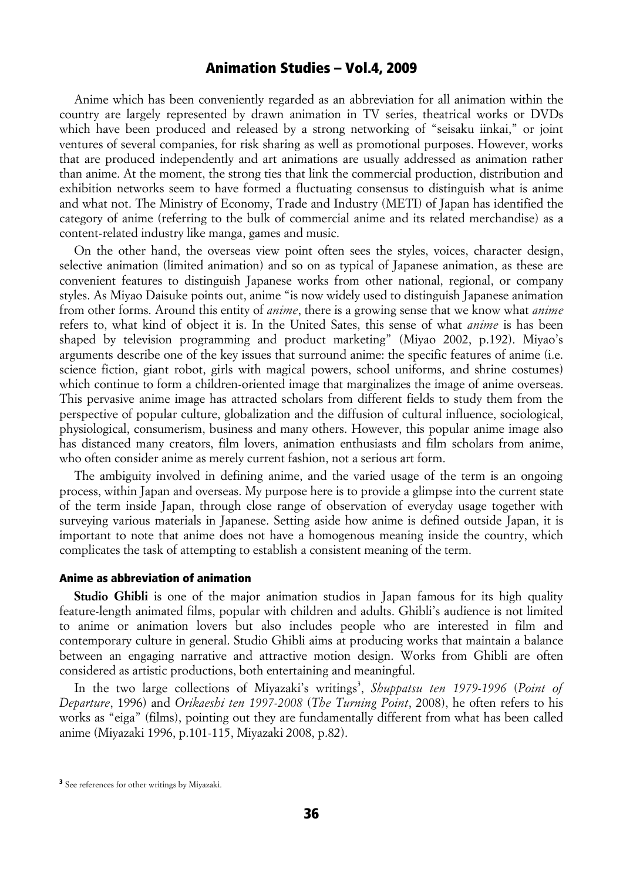Anime which has been conveniently regarded as an abbreviation for all animation within the country are largely represented by drawn animation in TV series, theatrical works or DVDs which have been produced and released by a strong networking of "seisaku iinkai," or joint ventures of several companies, for risk sharing as well as promotional purposes. However, works that are produced independently and art animations are usually addressed as animation rather than anime. At the moment, the strong ties that link the commercial production, distribution and exhibition networks seem to have formed a fluctuating consensus to distinguish what is anime and what not. The Ministry of Economy, Trade and Industry (METI) of Japan has identified the category of anime (referring to the bulk of commercial anime and its related merchandise) as a content-related industry like manga, games and music.

On the other hand, the overseas view point often sees the styles, voices, character design, selective animation (limited animation) and so on as typical of Japanese animation, as these are convenient features to distinguish Japanese works from other national, regional, or company styles. As Miyao Daisuke points out, anime "is now widely used to distinguish Japanese animation from other forms. Around this entity of *anime*, there is a growing sense that we know what *anime* refers to, what kind of object it is. In the United Sates, this sense of what *anime* is has been shaped by television programming and product marketing" (Miyao 2002, p.192). Miyao's arguments describe one of the key issues that surround anime: the specific features of anime (i.e. science fiction, giant robot, girls with magical powers, school uniforms, and shrine costumes) which continue to form a children-oriented image that marginalizes the image of anime overseas. This pervasive anime image has attracted scholars from different fields to study them from the perspective of popular culture, globalization and the diffusion of cultural influence, sociological, physiological, consumerism, business and many others. However, this popular anime image also has distanced many creators, film lovers, animation enthusiasts and film scholars from anime, who often consider anime as merely current fashion, not a serious art form.

The ambiguity involved in defining anime, and the varied usage of the term is an ongoing process, within Japan and overseas. My purpose here is to provide a glimpse into the current state of the term inside Japan, through close range of observation of everyday usage together with surveying various materials in Japanese. Setting aside how anime is defined outside Japan, it is important to note that anime does not have a homogenous meaning inside the country, which complicates the task of attempting to establish a consistent meaning of the term.

## Anime as abbreviation of animation

**Studio Ghibli** is one of the major animation studios in Japan famous for its high quality feature-length animated films, popular with children and adults. Ghibli's audience is not limited to anime or animation lovers but also includes people who are interested in film and contemporary culture in general. Studio Ghibli aims at producing works that maintain a balance between an engaging narrative and attractive motion design. Works from Ghibli are often considered as artistic productions, both entertaining and meaningful.

In the two large collections of Miyazaki's writings[3], *Shuppatsu ten 1979-1996* (*Point of Departure*, 1996) and *Orikaeshi ten 1997-2008* (*The Turning Point*, 2008), he often refers to his works as "eiga" (films), pointing out they are fundamentally different from what has been called anime (Miyazaki 1996, p.101-115, Miyazaki 2008, p.82).

[3] See references for other writings by Miyazaki.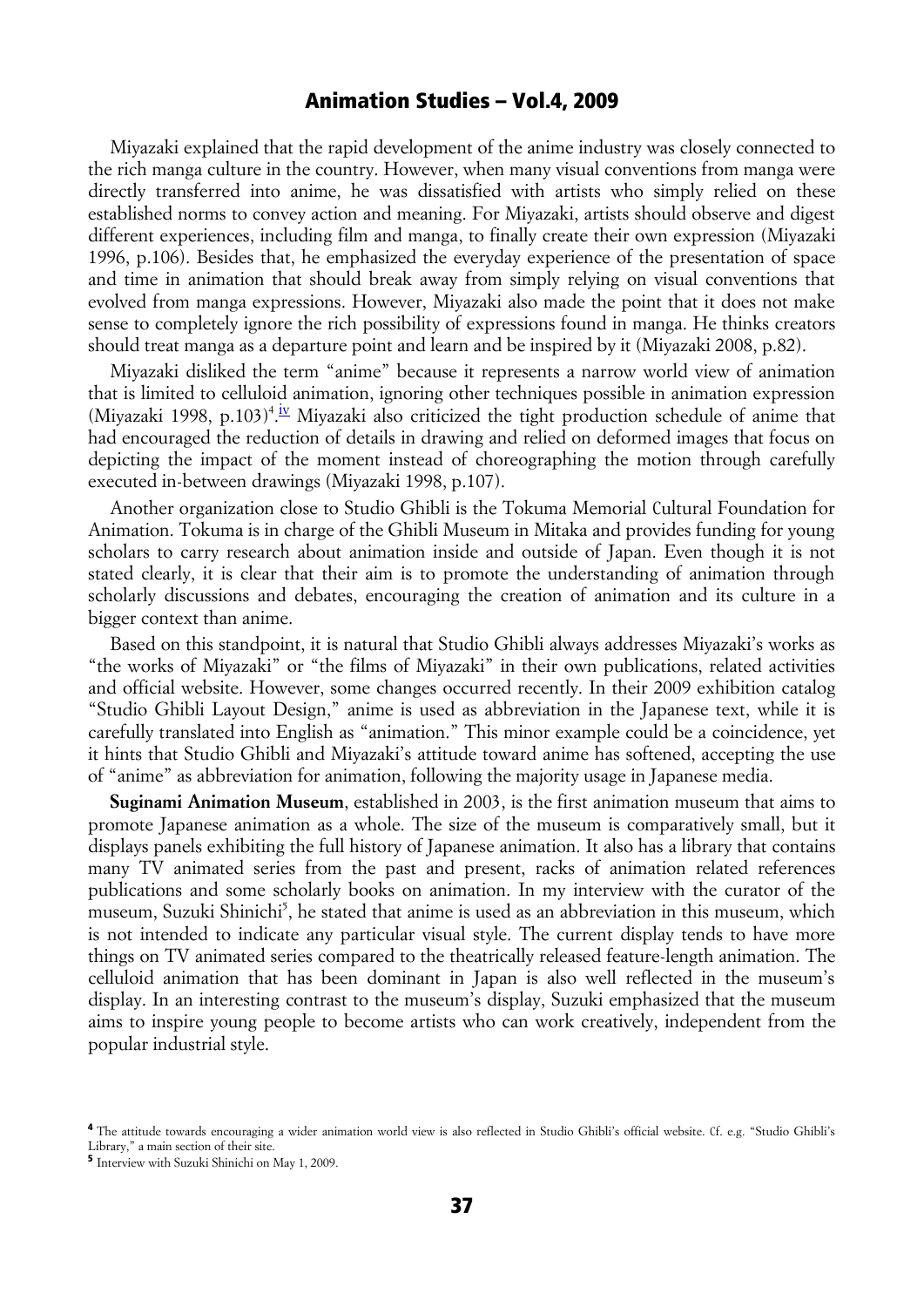Miyazaki explained that the rapid development of the anime industry was closely connected to the rich manga culture in the country. However, when many visual conventions from manga were directly transferred into anime, he was dissatisfied with artists who simply relied on these established norms to convey action and meaning. For Miyazaki, artists should observe and digest different experiences, including film and manga, to finally create their own expression (Miyazaki 1996, p.106). Besides that, he emphasized the everyday experience of the presentation of space and time in animation that should break away from simply relying on visual conventions that evolved from manga expressions. However, Miyazaki also made the point that it does not make sense to completely ignore the rich possibility of expressions found in manga. He thinks creators should treat manga as a departure point and learn and be inspired by it (Miyazaki 2008, p.82).

Miyazaki disliked the term "anime" because it represents a narrow world view of animation that is limited to celluloid animation, ignoring other techniques possible in animation expression (Miyazaki 1998, p.103)[4].[iv] Miyazaki also criticized the tight production schedule of anime that had encouraged the reduction of details in drawing and relied on deformed images that focus on depicting the impact of the moment instead of choreographing the motion through carefully executed in-between drawings (Miyazaki 1998, p.107).

Another organization close to Studio Ghibli is the Tokuma Memorial Cultural Foundation for Animation. Tokuma is in charge of the Ghibli Museum in Mitaka and provides funding for young scholars to carry research about animation inside and outside of Japan. Even though it is not stated clearly, it is clear that their aim is to promote the understanding of animation through scholarly discussions and debates, encouraging the creation of animation and its culture in a bigger context than anime.

Based on this standpoint, it is natural that Studio Ghibli always addresses Miyazaki's works as "the works of Miyazaki" or "the films of Miyazaki" in their own publications, related activities and official website. However, some changes occurred recently. In their 2009 exhibition catalog "Studio Ghibli Layout Design," anime is used as abbreviation in the Japanese text, while it is carefully translated into English as "animation." This minor example could be a coincidence, yet it hints that Studio Ghibli and Miyazaki's attitude toward anime has softened, accepting the use of "anime" as abbreviation for animation, following the majority usage in Japanese media.

**Suginami Animation Museum**, established in 2003, is the first animation museum that aims to promote Japanese animation as a whole. The size of the museum is comparatively small, but it displays panels exhibiting the full history of Japanese animation. It also has a library that contains many TV animated series from the past and present, racks of animation related references publications and some scholarly books on animation. In my interview with the curator of the museum, Suzuki Shinichi[5], he stated that anime is used as an abbreviation in this museum, which is not intended to indicate any particular visual style. The current display tends to have more things on TV animated series compared to the theatrically released feature-length animation. The celluloid animation that has been dominant in Japan is also well reflected in the museum's display. In an interesting contrast to the museum's display, Suzuki emphasized that the museum aims to inspire young people to become artists who can work creatively, independent from the popular industrial style.

---

[4] The attitude towards encouraging a wider animation world view is also reflected in Studio Ghibli's official website. Cf. e.g. "Studio Ghibli's Library," a main section of their site.

[5] Interview with Suzuki Shinichi on May 1, 2009.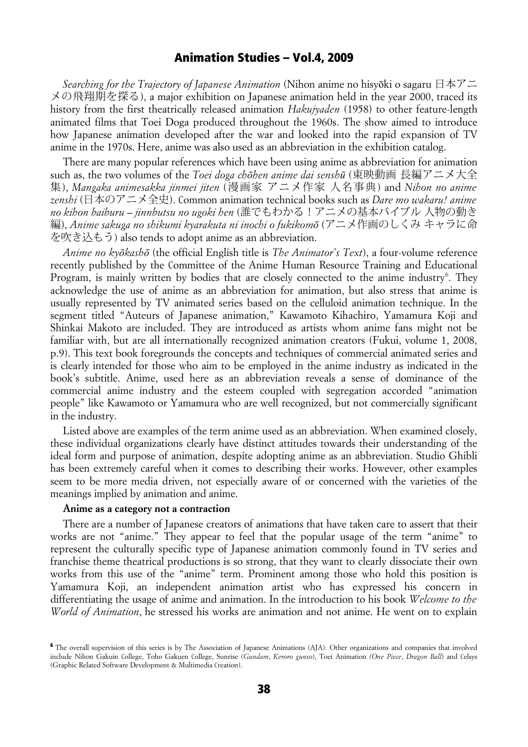*Searching for the Trajectory of Japanese Animation* (Nihon anime no hisyōki o sagaru 日本アニメの飛翔期を探る), a major exhibition on Japanese animation held in the year 2000, traced its history from the first theatrically released animation *Hakujyaden* (1958) to other feature-length animated films that Toei Doga produced throughout the 1960s. The show aimed to introduce how Japanese animation developed after the war and looked into the rapid expansion of TV anime in the 1970s. Here, anime was also used as an abbreviation in the exhibition catalog.

There are many popular references which have been using anime as abbreviation for animation such as, the two volumes of the *Toei doga chōhen anime dai senshū* (東映動画 長編アニメ大全集), *Mangaka animesakka jinmei jiten* (漫画家 アニメ作家 人名事典) and *Nihon no anime zenshi* (日本のアニメ全史). Common animation technical books such as *Dare mo wakaru! anime no kihon baiburu – jinnbutsu no ugoki hen* (誰でもわかる！アニメの基本バイブル 人物の動き編), *Anime sakuga no shikumi kyarakuta ni inochi o fukikomō* (アニメ作画のしくみ キャラに命を吹き込もう) also tends to adopt anime as an abbreviation.

*Anime no kyōkashō* (the official English title is *The Animator's Text*), a four-volume reference recently published by the Committee of the Anime Human Resource Training and Educational Program, is mainly written by bodies that are closely connected to the anime industry[6]. They acknowledge the use of anime as an abbreviation for animation, but also stress that anime is usually represented by TV animated series based on the celluloid animation technique. In the segment titled "Auteurs of Japanese animation," Kawamoto Kihachiro, Yamamura Koji and Shinkai Makoto are included. They are introduced as artists whom anime fans might not be familiar with, but are all internationally recognized animation creators (Fukui, volume 1, 2008, p.9). This text book foregrounds the concepts and techniques of commercial animated series and is clearly intended for those who aim to be employed in the anime industry as indicated in the book's subtitle. Anime, used here as an abbreviation reveals a sense of dominance of the commercial anime industry and the esteem coupled with segregation accorded "animation people" like Kawamoto or Yamamura who are well recognized, but not commercially significant in the industry.

Listed above are examples of the term anime used as an abbreviation. When examined closely, these individual organizations clearly have distinct attitudes towards their understanding of the ideal form and purpose of animation, despite adopting anime as an abbreviation. Studio Ghibli has been extremely careful when it comes to describing their works. However, other examples seem to be more media driven, not especially aware of or concerned with the varieties of the meanings implied by animation and anime.

**Anime as a category not a contraction**

There are a number of Japanese creators of animations that have taken care to assert that their works are not "anime." They appear to feel that the popular usage of the term "anime" to represent the culturally specific type of Japanese animation commonly found in TV series and franchise theme theatrical productions is so strong, that they want to clearly dissociate their own works from this use of the "anime" term. Prominent among those who hold this position is Yamamura Koji, an independent animation artist who has expressed his concern in differentiating the usage of anime and animation. In the introduction to his book *Welcome to the World of Animation*, he stressed his works are animation and not anime. He went on to explain

[6] The overall supervision of this series is by The Association of Japanese Animations (AJA). Other organizations and companies that involved include Nihon Gakuin College, Toho Gakuen College, Sunrise (*Gundam*, *Keroro gunso*), Toei Animation *(One Piece*, *Dragon Ball*) and Celsys (Graphic Related Software Development & Multimedia Creation).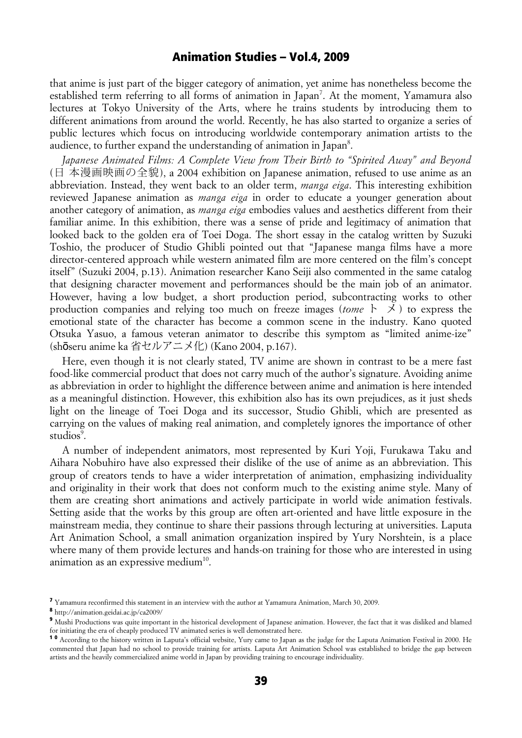that anime is just part of the bigger category of animation, yet anime has nonetheless become the established term referring to all forms of animation in Japan[7]. At the moment, Yamamura also lectures at Tokyo University of the Arts, where he trains students by introducing them to different animations from around the world. Recently, he has also started to organize a series of public lectures which focus on introducing worldwide contemporary animation artists to the audience, to further expand the understanding of animation in Japan[8].

*Japanese Animated Films: A Complete View from Their Birth to "Spirited Away" and Beyond* (日 本漫画映画の全貌), a 2004 exhibition on Japanese animation, refused to use anime as an abbreviation. Instead, they went back to an older term, *manga eiga*. This interesting exhibition reviewed Japanese animation as *manga eiga* in order to educate a younger generation about another category of animation, as *manga eiga* embodies values and aesthetics different from their familiar anime. In this exhibition, there was a sense of pride and legitimacy of animation that looked back to the golden era of Toei Doga. The short essay in the catalog written by Suzuki Toshio, the producer of Studio Ghibli pointed out that "Japanese manga films have a more director-centered approach while western animated film are more centered on the film's concept itself" (Suzuki 2004, p.13). Animation researcher Kano Seiji also commented in the same catalog that designing character movement and performances should be the main job of an animator. However, having a low budget, a short production period, subcontracting works to other production companies and relying too much on freeze images (*tome* トメ) to express the emotional state of the character has become a common scene in the industry. Kano quoted Otsuka Yasuo, a famous veteran animator to describe this symptom as "limited anime-ize" (shōseru anime ka 省セルアニメ化) (Kano 2004, p.167).

Here, even though it is not clearly stated, TV anime are shown in contrast to be a mere fast food-like commercial product that does not carry much of the author's signature. Avoiding anime as abbreviation in order to highlight the difference between anime and animation is here intended as a meaningful distinction. However, this exhibition also has its own prejudices, as it just sheds light on the lineage of Toei Doga and its successor, Studio Ghibli, which are presented as carrying on the values of making real animation, and completely ignores the importance of other studios[9].

A number of independent animators, most represented by Kuri Yoji, Furukawa Taku and Aihara Nobuhiro have also expressed their dislike of the use of anime as an abbreviation. This group of creators tends to have a wider interpretation of animation, emphasizing individuality and originality in their work that does not conform much to the existing anime style. Many of them are creating short animations and actively participate in world wide animation festivals. Setting aside that the works by this group are often art-oriented and have little exposure in the mainstream media, they continue to share their passions through lecturing at universities. Laputa Art Animation School, a small animation organization inspired by Yury Norshtein, is a place where many of them provide lectures and hands-on training for those who are interested in using animation as an expressive medium[10].

---

[7] Yamamura reconfirmed this statement in an interview with the author at Yamamura Animation, March 30, 2009.

[8] http://animation.geidai.ac.jp/ca2009/

[9] Mushi Productions was quite important in the historical development of Japanese animation. However, the fact that it was disliked and blamed for initiating the era of cheaply produced TV animated series is well demonstrated here.

[10] According to the history written in Laputa's official website, Yury came to Japan as the judge for the Laputa Animation Festival in 2000. He commented that Japan had no school to provide training for artists. Laputa Art Animation School was established to bridge the gap between artists and the heavily commercialized anime world in Japan by providing training to encourage individuality.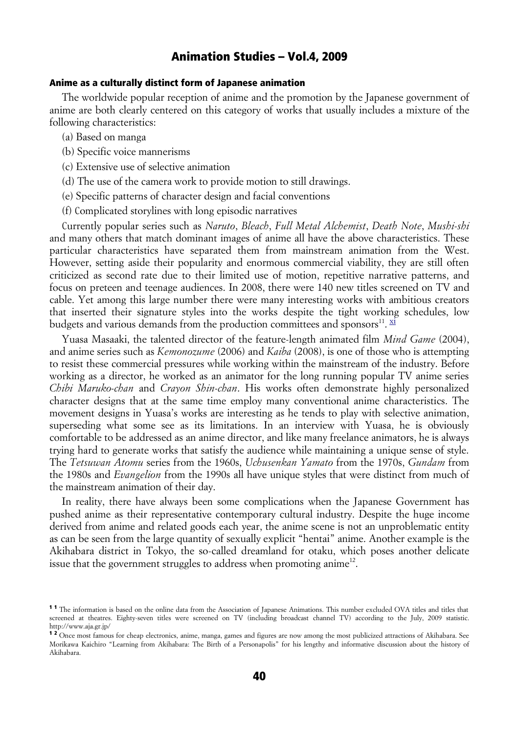## Anime as a culturally distinct form of Japanese animation

The worldwide popular reception of anime and the promotion by the Japanese government of anime are both clearly centered on this category of works that usually includes a mixture of the following characteristics:

(a) Based on manga

(b) Specific voice mannerisms

(c) Extensive use of selective animation

(d) The use of the camera work to provide motion to still drawings.

(e) Specific patterns of character design and facial conventions

(f) Complicated storylines with long episodic narratives

Currently popular series such as *Naruto*, *Bleach*, *Full Metal Alchemist*, *Death Note*, *Mushi-shi* and many others that match dominant images of anime all have the above characteristics. These particular characteristics have separated them from mainstream animation from the West. However, setting aside their popularity and enormous commercial viability, they are still often criticized as second rate due to their limited use of motion, repetitive narrative patterns, and focus on preteen and teenage audiences. In 2008, there were 140 new titles screened on TV and cable. Yet among this large number there were many interesting works with ambitious creators that inserted their signature styles into the works despite the tight working schedules, low budgets and various demands from the production committees and sponsors[11]. xi

Yuasa Masaaki, the talented director of the feature-length animated film *Mind Game* (2004), and anime series such as *Kemonozume* (2006) and *Kaiba* (2008), is one of those who is attempting to resist these commercial pressures while working within the mainstream of the industry. Before working as a director, he worked as an animator for the long running popular TV anime series *Chibi Maruko-chan* and *Crayon Shin-chan*. His works often demonstrate highly personalized character designs that at the same time employ many conventional anime characteristics. The movement designs in Yuasa's works are interesting as he tends to play with selective animation, superseding what some see as its limitations. In an interview with Yuasa, he is obviously comfortable to be addressed as an anime director, and like many freelance animators, he is always trying hard to generate works that satisfy the audience while maintaining a unique sense of style. The *Tetsuwan Atomu* series from the 1960s, *Uchusenkan Yamato* from the 1970s, *Gundam* from the 1980s and *Evangelion* from the 1990s all have unique styles that were distinct from much of the mainstream animation of their day.

In reality, there have always been some complications when the Japanese Government has pushed anime as their representative contemporary cultural industry. Despite the huge income derived from anime and related goods each year, the anime scene is not an unproblematic entity as can be seen from the large quantity of sexually explicit "hentai" anime. Another example is the Akihabara district in Tokyo, the so-called dreamland for otaku, which poses another delicate issue that the government struggles to address when promoting anime[12].

---

[11] The information is based on the online data from the Association of Japanese Animations. This number excluded OVA titles and titles that screened at theatres. Eighty-seven titles were screened on TV (including broadcast channel TV) according to the July, 2009 statistic. http://www.aja.gr.jp/

[12] Once most famous for cheap electronics, anime, manga, games and figures are now among the most publicized attractions of Akihabara. See Morikawa Kaichiro "Learning from Akihabara: The Birth of a Personapolis" for his lengthy and informative discussion about the history of Akihabara.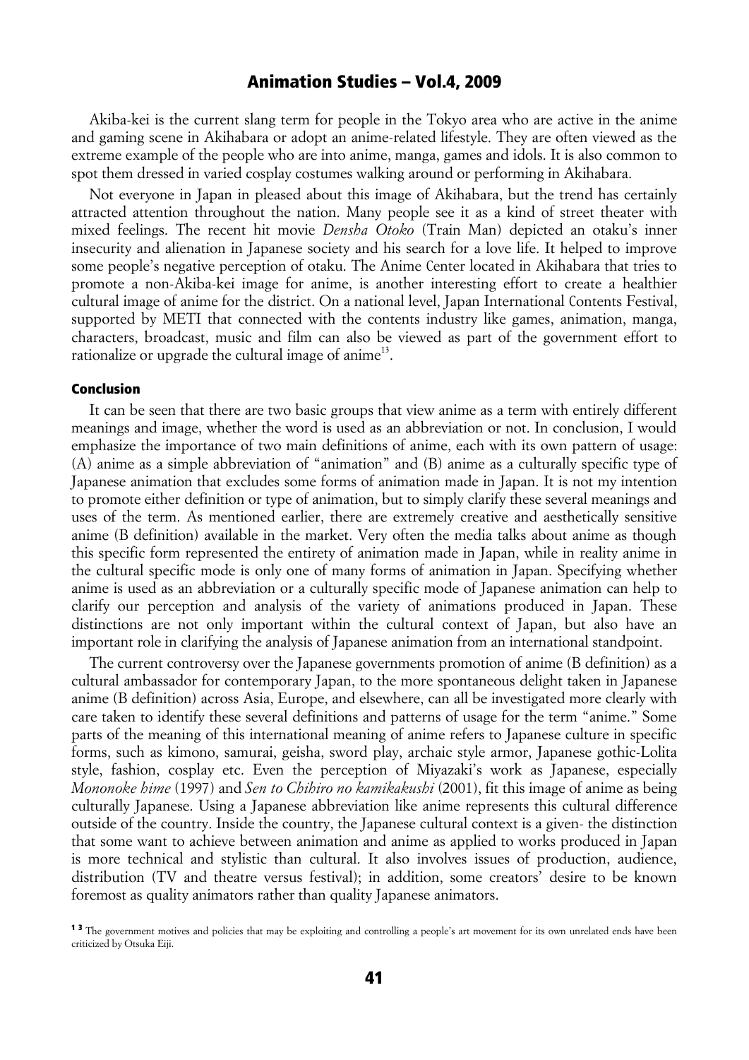Akiba-kei is the current slang term for people in the Tokyo area who are active in the anime and gaming scene in Akihabara or adopt an anime-related lifestyle. They are often viewed as the extreme example of the people who are into anime, manga, games and idols. It is also common to spot them dressed in varied cosplay costumes walking around or performing in Akihabara.

Not everyone in Japan in pleased about this image of Akihabara, but the trend has certainly attracted attention throughout the nation. Many people see it as a kind of street theater with mixed feelings. The recent hit movie *Densha Otoko* (Train Man) depicted an otaku's inner insecurity and alienation in Japanese society and his search for a love life. It helped to improve some people's negative perception of otaku. The Anime Center located in Akihabara that tries to promote a non-Akiba-kei image for anime, is another interesting effort to create a healthier cultural image of anime for the district. On a national level, Japan International Contents Festival, supported by METI that connected with the contents industry like games, animation, manga, characters, broadcast, music and film can also be viewed as part of the government effort to rationalize or upgrade the cultural image of anime[13].

## Conclusion

It can be seen that there are two basic groups that view anime as a term with entirely different meanings and image, whether the word is used as an abbreviation or not. In conclusion, I would emphasize the importance of two main definitions of anime, each with its own pattern of usage: (A) anime as a simple abbreviation of "animation" and (B) anime as a culturally specific type of Japanese animation that excludes some forms of animation made in Japan. It is not my intention to promote either definition or type of animation, but to simply clarify these several meanings and uses of the term. As mentioned earlier, there are extremely creative and aesthetically sensitive anime (B definition) available in the market. Very often the media talks about anime as though this specific form represented the entirety of animation made in Japan, while in reality anime in the cultural specific mode is only one of many forms of animation in Japan. Specifying whether anime is used as an abbreviation or a culturally specific mode of Japanese animation can help to clarify our perception and analysis of the variety of animations produced in Japan. These distinctions are not only important within the cultural context of Japan, but also have an important role in clarifying the analysis of Japanese animation from an international standpoint.

The current controversy over the Japanese governments promotion of anime (B definition) as a cultural ambassador for contemporary Japan, to the more spontaneous delight taken in Japanese anime (B definition) across Asia, Europe, and elsewhere, can all be investigated more clearly with care taken to identify these several definitions and patterns of usage for the term "anime." Some parts of the meaning of this international meaning of anime refers to Japanese culture in specific forms, such as kimono, samurai, geisha, sword play, archaic style armor, Japanese gothic-Lolita style, fashion, cosplay etc. Even the perception of Miyazaki's work as Japanese, especially *Mononoke hime* (1997) and *Sen to Chihiro no kamikakushi* (2001), fit this image of anime as being culturally Japanese. Using a Japanese abbreviation like anime represents this cultural difference outside of the country. Inside the country, the Japanese cultural context is a given- the distinction that some want to achieve between animation and anime as applied to works produced in Japan is more technical and stylistic than cultural. It also involves issues of production, audience, distribution (TV and theatre versus festival); in addition, some creators' desire to be known foremost as quality animators rather than quality Japanese animators.

[13] The government motives and policies that may be exploiting and controlling a people's art movement for its own unrelated ends have been criticized by Otsuka Eiji.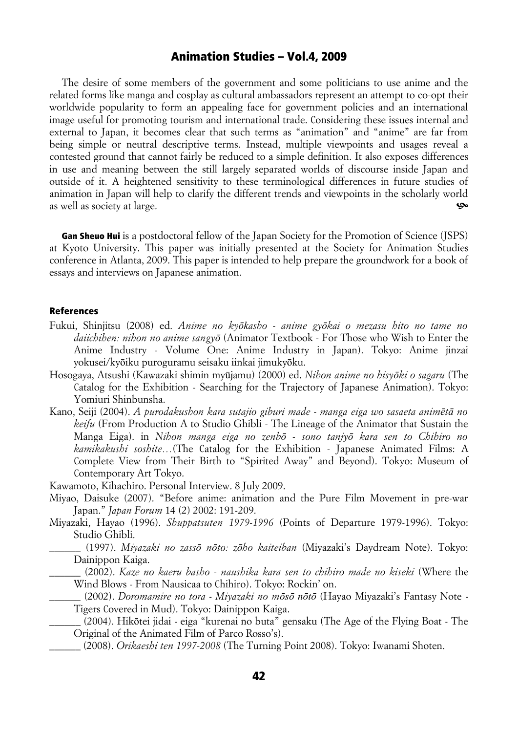The desire of some members of the government and some politicians to use anime and the related forms like manga and cosplay as cultural ambassadors represent an attempt to co-opt their worldwide popularity to form an appealing face for government policies and an international image useful for promoting tourism and international trade. Considering these issues internal and external to Japan, it becomes clear that such terms as "animation" and "anime" are far from being simple or neutral descriptive terms. Instead, multiple viewpoints and usages reveal a contested ground that cannot fairly be reduced to a simple definition. It also exposes differences in use and meaning between the still largely separated worlds of discourse inside Japan and outside of it. A heightened sensitivity to these terminological differences in future studies of animation in Japan will help to clarify the different trends and viewpoints in the scholarly world as well as society at large.

**Gan Sheuo Hui** is a postdoctoral fellow of the Japan Society for the Promotion of Science (JSPS) at Kyoto University. This paper was initially presented at the Society for Animation Studies conference in Atlanta, 2009. This paper is intended to help prepare the groundwork for a book of essays and interviews on Japanese animation.

### References

Fukui, Shinjitsu (2008) ed. *Anime no kyōkasho - anime gyōkai o mezasu hito no tame no daiichihen: nihon no anime sangyō* (Animator Textbook - For Those who Wish to Enter the Anime Industry - Volume One: Anime Industry in Japan). Tokyo: Anime jinzai yokusei/kyōiku puroguramu seisaku iinkai jimukyōku.

Hosogaya, Atsushi (Kawazaki shimin myūjamu) (2000) ed. *Nihon anime no hisyōki o sagaru* (The Catalog for the Exhibition - Searching for the Trajectory of Japanese Animation). Tokyo: Yomiuri Shinbunsha.

Kano, Seiji (2004). *A purodakushon kara sutajio giburi made - manga eiga wo sasaeta animētā no keifu* (From Production A to Studio Ghibli - The Lineage of the Animator that Sustain the Manga Eiga). in *Nihon manga eiga no zenbō - sono tanjyō kara sen to Chihiro no kamikakushi soshite…*(The Catalog for the Exhibition - Japanese Animated Films: A Complete View from Their Birth to "Spirited Away" and Beyond). Tokyo: Museum of Contemporary Art Tokyo.

Kawamoto, Kihachiro. Personal Interview. 8 July 2009.

Miyao, Daisuke (2007). "Before anime: animation and the Pure Film Movement in pre-war Japan." *Japan Forum* 14 (2) 2002: 191-209.

Miyazaki, Hayao (1996). *Shuppatsuten 1979-1996* (Points of Departure 1979-1996). Tokyo: Studio Ghibli.

______ (1997). *Miyazaki no zassō nōto: zōho kaiteiban* (Miyazaki's Daydream Note). Tokyo: Dainippon Kaiga.

______ (2002). *Kaze no kaeru basho - naushika kara sen to chihiro made no kiseki* (Where the Wind Blows - From Nausicaa to Chihiro). Tokyo: Rockin' on.

______ (2002). *Doromamire no tora - Miyazaki no mōsō nōtō* (Hayao Miyazaki's Fantasy Note - Tigers Covered in Mud). Tokyo: Dainippon Kaiga.

______ (2004). Hikōtei jidai - eiga "kurenai no buta" gensaku (The Age of the Flying Boat - The Original of the Animated Film of Parco Rosso's).

______ (2008). *Orikaeshi ten 1997-2008* (The Turning Point 2008). Tokyo: Iwanami Shoten.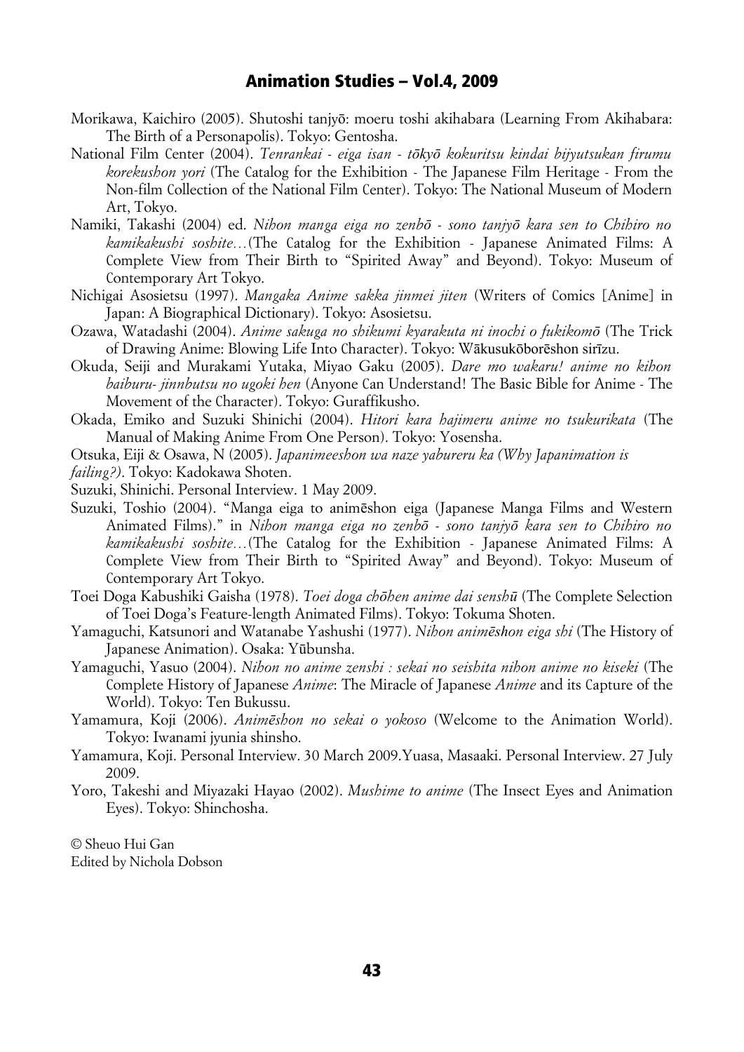Morikawa, Kaichiro (2005). Shutoshi tanjyō: moeru toshi akihabara (Learning From Akihabara: The Birth of a Personapolis). Tokyo: Gentosha.

National Film Center (2004). *Tenrankai - eiga isan - tōkyō kokuritsu kindai bijyutsukan firumu korekushon yori* (The Catalog for the Exhibition - The Japanese Film Heritage - From the Non-film Collection of the National Film Center). Tokyo: The National Museum of Modern Art, Tokyo.

Namiki, Takashi (2004) ed. *Nihon manga eiga no zenbō - sono tanjyō kara sen to Chihiro no kamikakushi soshite…*(The Catalog for the Exhibition - Japanese Animated Films: A Complete View from Their Birth to "Spirited Away" and Beyond). Tokyo: Museum of Contemporary Art Tokyo.

Nichigai Asosietsu (1997). *Mangaka Anime sakka jinmei jiten* (Writers of Comics [Anime] in Japan: A Biographical Dictionary). Tokyo: Asosietsu.

Ozawa, Watadashi (2004). *Anime sakuga no shikumi kyarakuta ni inochi o fukikomō* (The Trick of Drawing Anime: Blowing Life Into Character). Tokyo: Wākusukōborēshon sirīzu.

Okuda, Seiji and Murakami Yutaka, Miyao Gaku (2005). *Dare mo wakaru! anime no kihon baiburu- jinnbutsu no ugoki hen* (Anyone Can Understand! The Basic Bible for Anime - The Movement of the Character). Tokyo: Guraffikusho.

Okada, Emiko and Suzuki Shinichi (2004). *Hitori kara hajimeru anime no tsukurikata* (The Manual of Making Anime From One Person). Tokyo: Yosensha.

Otsuka, Eiji & Osawa, N (2005). *Japanimeeshon wa naze yabureru ka (Why Japanimation is failing?)*. Tokyo: Kadokawa Shoten.

Suzuki, Shinichi. Personal Interview. 1 May 2009.

Suzuki, Toshio (2004). "Manga eiga to animēshon eiga (Japanese Manga Films and Western Animated Films)." in *Nihon manga eiga no zenbō - sono tanjyō kara sen to Chihiro no kamikakushi soshite…*(The Catalog for the Exhibition - Japanese Animated Films: A Complete View from Their Birth to "Spirited Away" and Beyond). Tokyo: Museum of Contemporary Art Tokyo.

Toei Doga Kabushiki Gaisha (1978). *Toei doga chōhen anime dai senshū* (The Complete Selection of Toei Doga's Feature-length Animated Films). Tokyo: Tokuma Shoten.

Yamaguchi, Katsunori and Watanabe Yashushi (1977). *Nihon animēshon eiga shi* (The History of Japanese Animation). Osaka: Yūbunsha.

Yamaguchi, Yasuo (2004). *Nihon no anime zenshi : sekai no seishita nihon anime no kiseki* (The Complete History of Japanese *Anime*: The Miracle of Japanese *Anime* and its Capture of the World). Tokyo: Ten Bukussu.

Yamamura, Koji (2006). *Animēshon no sekai o yokoso* (Welcome to the Animation World). Tokyo: Iwanami jyunia shinsho.

Yamamura, Koji. Personal Interview. 30 March 2009.Yuasa, Masaaki. Personal Interview. 27 July 2009.

Yoro, Takeshi and Miyazaki Hayao (2002). *Mushime to anime* (The Insect Eyes and Animation Eyes). Tokyo: Shinchosha.

© Sheuo Hui Gan
Edited by Nichola Dobson